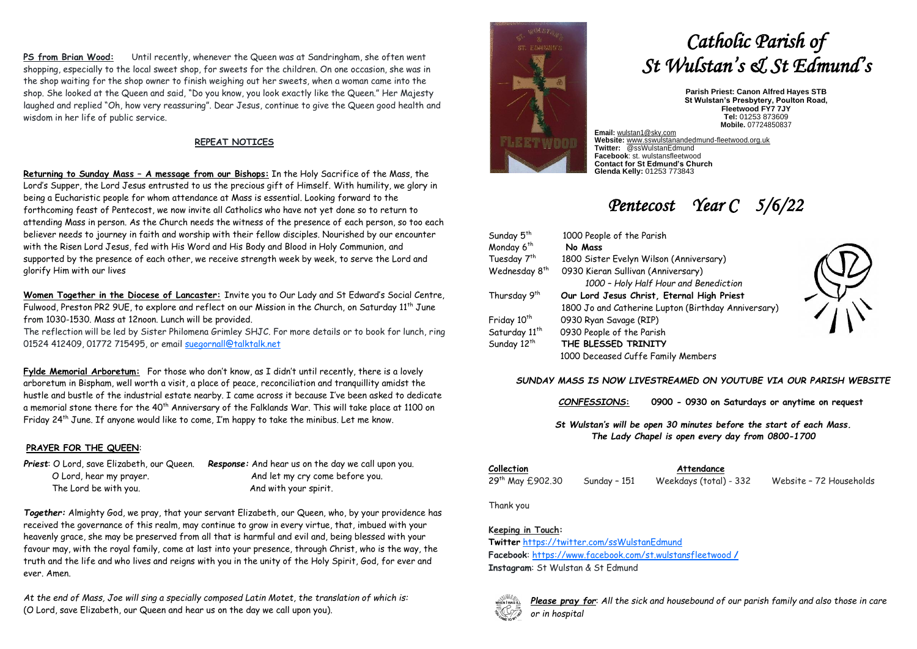**PS from Brian Wood:** Until recently, whenever the Queen was at Sandringham, she often went shopping, especially to the local sweet shop, for sweets for the children. On one occasion, she was in the shop waiting for the shop owner to finish weighing out her sweets, when a woman came into the shop. She looked at the Queen and said, "Do you know, you look exactly like the Queen." Her Majesty laughed and replied "Oh, how very reassuring". Dear Jesus, continue to give the Queen good health and wisdom in her life of public service.

**REPEAT NOTICES**

**Returning to Sunday Mass – A message from our Bishops:** In the Holy Sacrifice of the Mass, the Lord's Supper, the Lord Jesus entrusted to us the precious gift of Himself. With humility, we glory in being a Eucharistic people for whom attendance at Mass is essential. Looking forward to the forthcoming feast of Pentecost, we now invite all Catholics who have not yet done so to return to attending Mass in person. As the Church needs the witness of the presence of each person, so too each believer needs to journey in faith and worship with their fellow disciples. Nourished by our encounter with the Risen Lord Jesus, fed with His Word and His Body and Blood in Holy Communion, and supported by the presence of each other, we receive strength week by week, to serve the Lord and glorify Him with our lives

**Women Together in the Diocese of Lancaster:** Invite you to Our Lady and St Edward's Social Centre, Fulwood, Preston PR2 9UE, to explore and reflect on our Mission in the Church, on Saturday 11th June from 1030-1530. Mass at 12noon. Lunch will be provided.
The reflection will be led by Sister Philomena Grimley SHJC. For more details or to book for lunch, ring 01524 412409, 01772 715495, or email suegornall@talktalk.net

**Fylde Memorial Arboretum:** For those who don't know, as I didn't until recently, there is a lovely arboretum in Bispham, well worth a visit, a place of peace, reconciliation and tranquillity amidst the hustle and bustle of the industrial estate nearby. I came across it because I've been asked to dedicate a memorial stone there for the 40th Anniversary of the Falklands War. This will take place at 1100 on Friday 24th June. If anyone would like to come, I'm happy to take the minibus. Let me know.

**PRAYER FOR THE QUEEN:**

| | |
|---|---|
| ***Priest***: O Lord, save Elizabeth, our Queen. | ***Response:*** And hear us on the day we call upon you. |
| O Lord, hear my prayer. | And let my cry come before you. |
| The Lord be with you. | And with your spirit. |

***Together:*** Almighty God, we pray, that your servant Elizabeth, our Queen, who, by your providence has received the governance of this realm, may continue to grow in every virtue, that, imbued with your heavenly grace, she may be preserved from all that is harmful and evil and, being blessed with your favour may, with the royal family, come at last into your presence, through Christ, who is the way, the truth and the life and who lives and reigns with you in the unity of the Holy Spirit, God, for ever and ever. Amen.

*At the end of Mass, Joe will sing a specially composed Latin Motet, the translation of which is: (O Lord, save Elizabeth, our Queen and hear us on the day we call upon you).*

# *Catholic Parish of St Wulstan's & St Edmund's*

**Parish Priest: Canon Alfred Hayes STB**
**St Wulstan's Presbytery, Poulton Road, Fleetwood FY7 7JY**
**Tel:** 01253 873609
**Mobile.** 07724850837

**Email:** wulstan1@sky.com
**Website:** www.sswulstanandedmund-fleetwood.org.uk
**Twitter:** @ssWulstanEdmund
**Facebook**: st. wulstansfleetwood
**Contact for St Edmund's Church**
**Glenda Kelly:** 01253 773843

## *Pentecost Year C 5/6/22*

| | |
|---|---|
| Sunday 5th | 1000 People of the Parish |
| Monday 6th | **No Mass** |
| Tuesday 7th | 1800 Sister Evelyn Wilson (Anniversary) |
| Wednesday 8th | 0930 Kieran Sullivan (Anniversary) |
| | *1000 – Holy Half Hour and Benediction* |
| Thursday 9th | **Our Lord Jesus Christ, Eternal High Priest** |
| | 1800 Jo and Catherine Lupton (Birthday Anniversary) |
| Friday 10th | 0930 Ryan Savage (RIP) |
| Saturday 11th | 0930 People of the Parish |
| Sunday 12th | **THE BLESSED TRINITY** |
| | 1000 Deceased Cuffe Family Members |

***SUNDAY MASS IS NOW LIVESTREAMED ON YOUTUBE VIA OUR PARISH WEBSITE***

***CONFESSIONS:*** **0900 - 0930 on Saturdays or anytime on request**

***St Wulstan's will be open 30 minutes before the start of each Mass. The Lady Chapel is open every day from 0800-1700***

| **Collection** | **Attendance** | | |
|---|---|---|---|
| 29th May £902.30 | Sunday – 151 | Weekdays (total) - 332 | Website – 72 Households |

Thank you

**Keeping in Touch:**
**Twitter** https://twitter.com/ssWulstanEdmund
**Facebook**: https://www.facebook.com/st.wulstansfleetwood /
**Instagram**: St Wulstan & St Edmund

***Please pray for***: *All the sick and housebound of our parish family and also those in care or in hospital*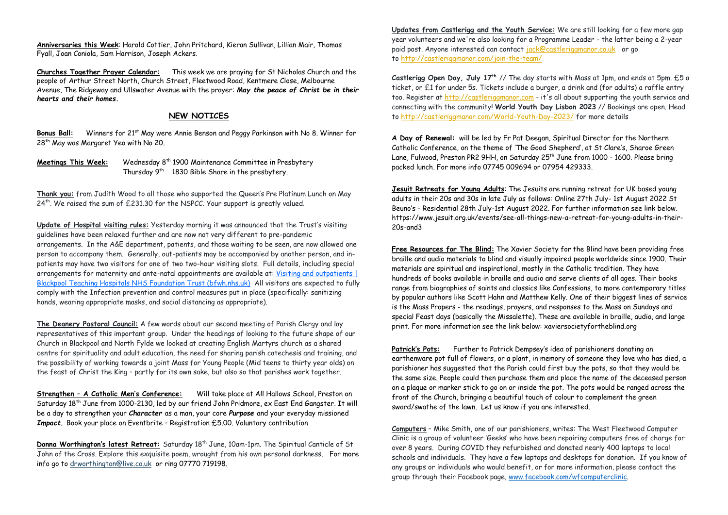**Anniversaries this Week**: Harold Cottier, John Pritchard, Kieran Sullivan, Lillian Mair, Thomas Fyall, Joan Coniola, Sam Harrison, Joseph Ackers.

**Churches Together Prayer Calendar:** This week we are praying for St Nicholas Church and the people of Arthur Street North, Church Street, Fleetwood Road, Kentmere Close, Melbourne Avenue, The Ridgeway and Ullswater Avenue with the prayer: ***May the peace of Christ be in their hearts and their homes.***

## NEW NOTICES

**Bonus Ball:** Winners for 21st May were Annie Benson and Peggy Parkinson with No 8. Winner for 28th May was Margaret Yeo with No 20.

**Meetings This Week:** Wednesday 8th 1900 Maintenance Committee in Presbytery
Thursday 9th 1830 Bible Share in the presbytery.

**Thank you:** from Judith Wood to all those who supported the Queen's Pre Platinum Lunch on May 24th. We raised the sum of £231.30 for the NSPCC. Your support is greatly valued.

**Update of Hospital visiting rules:** Yesterday morning it was announced that the Trust's visiting guidelines have been relaxed further and are now not very different to pre-pandemic arrangements. In the A&E department, patients, and those waiting to be seen, are now allowed one person to accompany them. Generally, out-patients may be accompanied by another person, and in-patients may have two visitors for one of two two-hour visiting slots. Full details, including special arrangements for maternity and ante-natal appointments are available at: Visiting and outpatients | Blackpool Teaching Hospitals NHS Foundation Trust (bfwh.nhs.uk) All visitors are expected to fully comply with the Infection prevention and control measures put in place (specifically: sanitizing hands, wearing appropriate masks, and social distancing as appropriate).

**The Deanery Pastoral Council:** A few words about our second meeting of Parish Clergy and lay representatives of this important group. Under the headings of looking to the future shape of our Church in Blackpool and North Fylde we looked at creating English Martyrs church as a shared centre for spirituality and adult education, the need for sharing parish catechesis and training, and the possibility of working towards a joint Mass for Young People (Mid teens to thirty year olds) on the feast of Christ the King – partly for its own sake, but also so that parishes work together.

**Strengthen – A Catholic Men's Conference:** Will take place at All Hallows School, Preston on Saturday 18th June from 1000-2130, led by our friend John Pridmore, ex East End Gangster. It will be a day to strengthen your ***Character*** as a man, your core ***Purpose*** and your everyday missioned ***Impact.*** Book your place on Eventbrite – Registration £5.00. Voluntary contribution

**Donna Worthington's latest Retreat:** Saturday 18th June, 10am-1pm. The Spiritual Canticle of St John of the Cross. Explore this exquisite poem, wrought from his own personal darkness. For more info go to drworthington@live.co.uk or ring 07770 719198.

**Updates from Castlerigg and the Youth Service:** We are still looking for a few more gap year volunteers and we're also looking for a Programme Leader - the latter being a 2-year paid post. Anyone interested can contact jack@castleriggmanor.co.uk or go to http://castleriggmanor.com/join-the-team/

**Castlerigg Open Day, July 17th** // The day starts with Mass at 1pm, and ends at 5pm. £5 a ticket, or £1 for under 5s. Tickets include a burger, a drink and (for adults) a raffle entry too. Register at http://castleriggmanor.com - it's all about supporting the youth service and connecting with the community! **World Youth Day Lisbon 2023** // Bookings are open. Head to http://castleriggmanor.com/World-Youth-Day-2023/ for more details

**A Day of Renewal:** will be led by Fr Pat Deegan, Spiritual Director for the Northern Catholic Conference, on the theme of 'The Good Shepherd', at St Clare's, Sharoe Green Lane, Fulwood, Preston PR2 9HH, on Saturday 25th June from 1000 - 1600. Please bring packed lunch. For more info 07745 009694 or 07954 429333.

**Jesuit Retreats for Young Adults**: The Jesuits are running retreat for UK based young adults in their 20s and 30s in late July as follows: Online 27th July- 1st August 2022 St Beuno's - Residential 28th July-1st August 2022. For further information see link below. https://www.jesuit.org.uk/events/see-all-things-new-a-retreat-for-young-adults-in-their-20s-and3

**Free Resources for The Blind:** The Xavier Society for the Blind have been providing free braille and audio materials to blind and visually impaired people worldwide since 1900. Their materials are spiritual and inspirational, mostly in the Catholic tradition. They have hundreds of books available in braille and audio and serve clients of all ages. Their books range from biographies of saints and classics like Confessions, to more contemporary titles by popular authors like Scott Hahn and Matthew Kelly. One of their biggest lines of service is the Mass Propers - the readings, prayers, and responses to the Mass on Sundays and special Feast days (basically the Missalette). These are available in braille, audio, and large print. For more information see the link below: xaviersocietyfortheblind.org

**Patrick's Pots:** Further to Patrick Dempsey's idea of parishioners donating an earthenware pot full of flowers, or a plant, in memory of someone they love who has died, a parishioner has suggested that the Parish could first buy the pots, so that they would be the same size. People could then purchase them and place the name of the deceased person on a plaque or marker stick to go on or inside the pot. The pots would be ranged across the front of the Church, bringing a beautiful touch of colour to complement the green sward/swathe of the lawn. Let us know if you are interested.

**Computers** – Mike Smith, one of our parishioners, writes: The West Fleetwood Computer Clinic is a group of volunteer 'Geeks' who have been repairing computers free of charge for over 8 years. During COVID they refurbished and donated nearly 400 laptops to local schools and individuals. They have a few laptops and desktops for donation. If you know of any groups or individuals who would benefit, or for more information, please contact the group through their Facebook page, www.facebook.com/wfcomputerclinic.